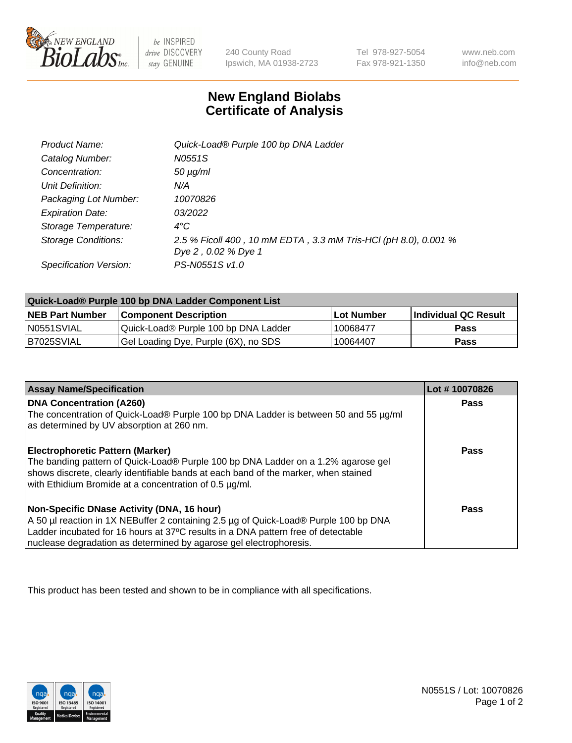New England BioLabs Inc. — be INSPIRED drive DISCOVERY stay GENUINE

240 County Road
Ipswich, MA 01938-2723

Tel 978-927-5054
Fax 978-921-1350

www.neb.com
info@neb.com

# New England Biolabs
# Certificate of Analysis

| | |
|---|---|
| *Product Name:* | *Quick-Load® Purple 100 bp DNA Ladder* |
| *Catalog Number:* | *N0551S* |
| *Concentration:* | *50 µg/ml* |
| *Unit Definition:* | *N/A* |
| *Packaging Lot Number:* | *10070826* |
| *Expiration Date:* | *03/2022* |
| *Storage Temperature:* | *4°C* |
| *Storage Conditions:* | *2.5 % Ficoll 400 , 10 mM EDTA , 3.3 mM Tris-HCl (pH 8.0), 0.001 % Dye 2 , 0.02 % Dye 1* |
| *Specification Version:* | *PS-N0551S v1.0* |

| **Quick-Load® Purple 100 bp DNA Ladder Component List** | | | |
|---|---|---|---|
| **NEB Part Number** | **Component Description** | **Lot Number** | **Individual QC Result** |
| N0551SVIAL | Quick-Load® Purple 100 bp DNA Ladder | 10068477 | **Pass** |
| B7025SVIAL | Gel Loading Dye, Purple (6X), no SDS | 10064407 | **Pass** |

| **Assay Name/Specification** | **Lot # 10070826** |
|---|---|
| **DNA Concentration (A260)**<br>The concentration of Quick-Load® Purple 100 bp DNA Ladder is between 50 and 55 µg/ml as determined by UV absorption at 260 nm. | **Pass** |
| **Electrophoretic Pattern (Marker)**<br>The banding pattern of Quick-Load® Purple 100 bp DNA Ladder on a 1.2% agarose gel shows discrete, clearly identifiable bands at each band of the marker, when stained with Ethidium Bromide at a concentration of 0.5 µg/ml. | **Pass** |
| **Non-Specific DNase Activity (DNA, 16 hour)**<br>A 50 µl reaction in 1X NEBuffer 2 containing 2.5 µg of Quick-Load® Purple 100 bp DNA Ladder incubated for 16 hours at 37ºC results in a DNA pattern free of detectable nuclease degradation as determined by agarose gel electrophoresis. | **Pass** |

This product has been tested and shown to be in compliance with all specifications.

N0551S / Lot: 10070826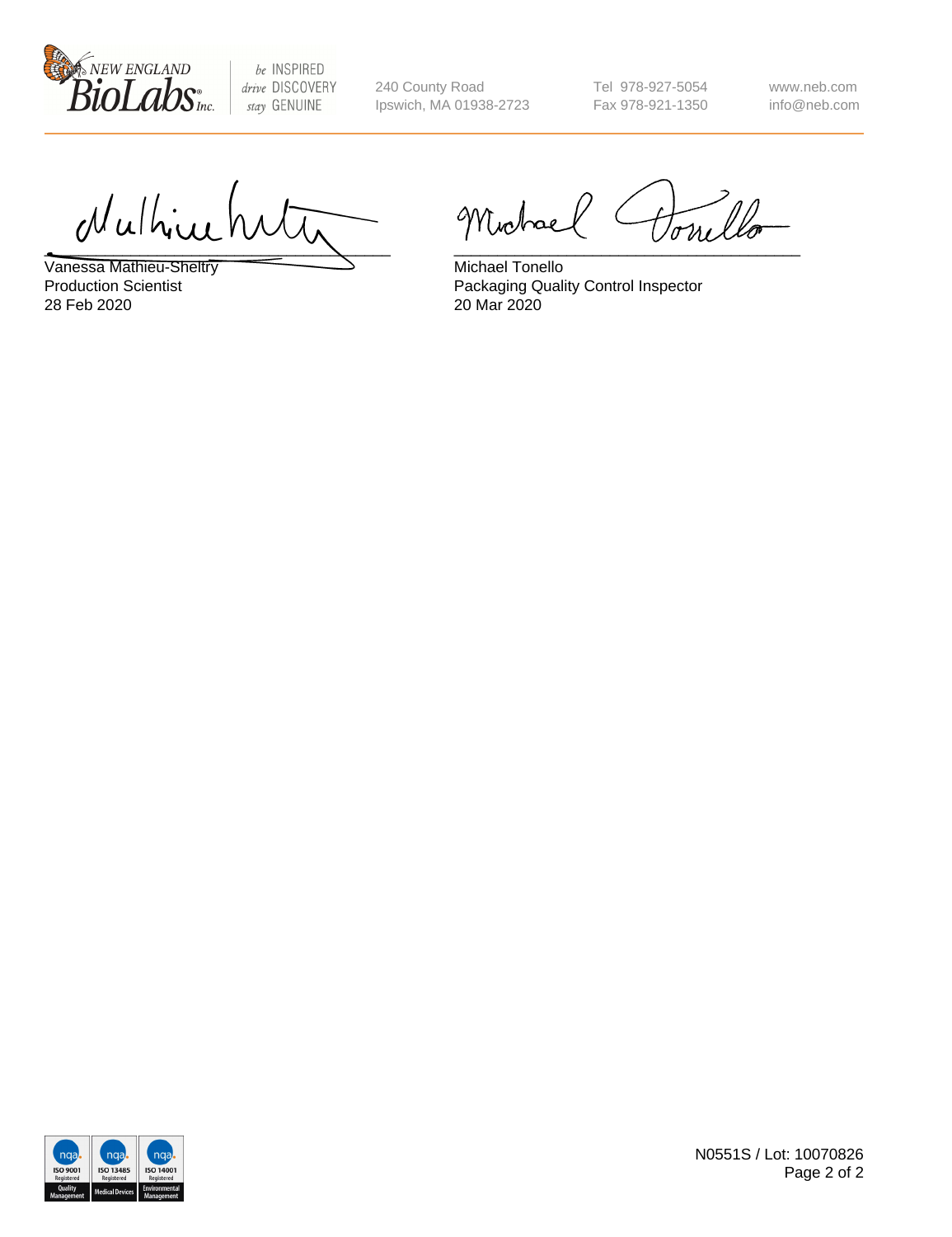NEW ENGLAND BioLabs Inc.

be INSPIRED
drive DISCOVERY
stay GENUINE

240 County Road
Ipswich, MA 01938-2723

Tel 978-927-5054
Fax 978-921-1350

www.neb.com
info@neb.com

Vanessa Mathieu-Sheltry
Production Scientist
28 Feb 2020

Michael Tonello
Packaging Quality Control Inspector
20 Mar 2020

nqa ISO 9001 Registered Quality Management
nqa ISO 13485 Registered Medical Devices
nqa ISO 14001 Registered Environmental Management

N0551S / Lot: 10070826